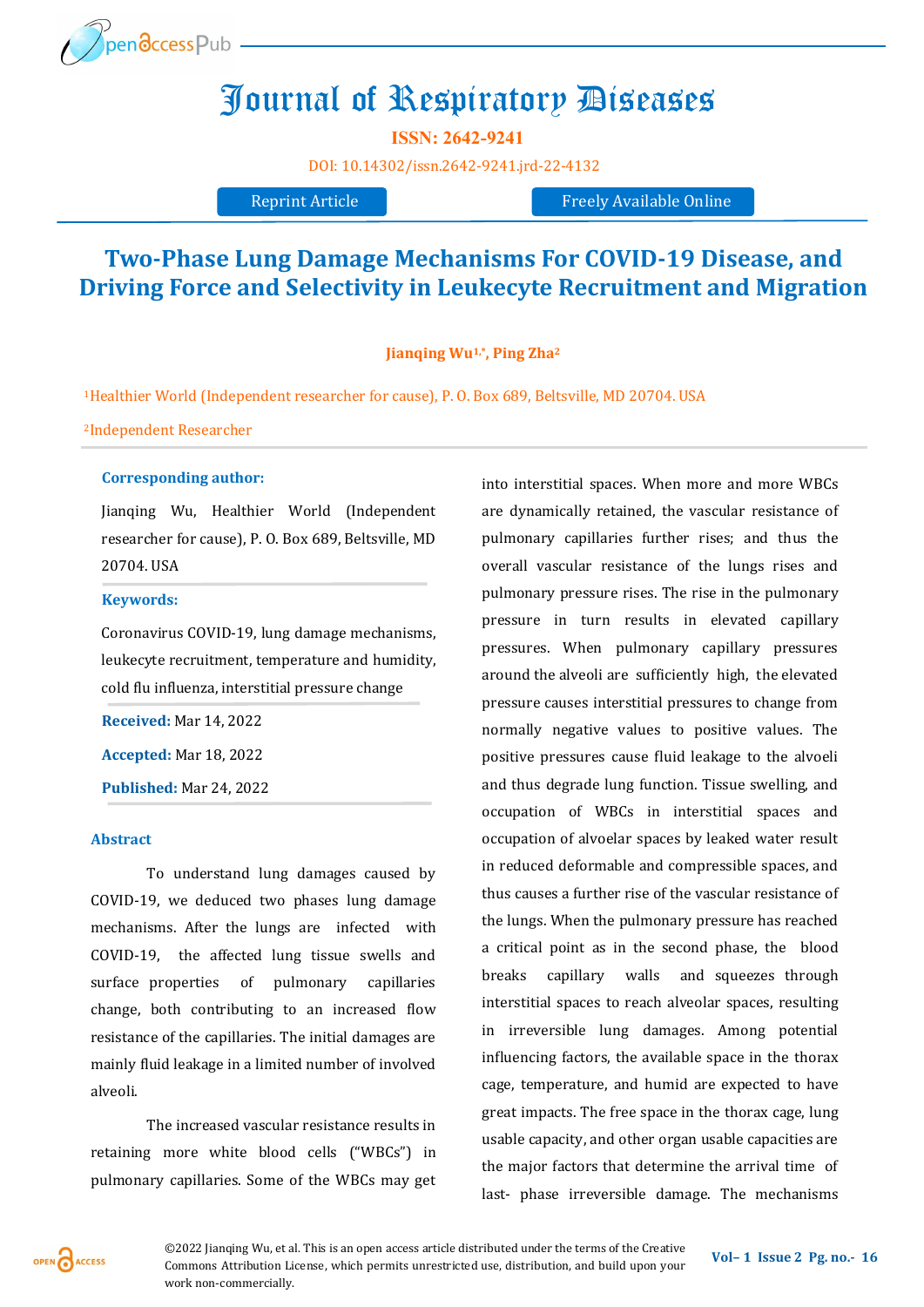# Journal of Respiratory Diseases

**ISSN: 2642-9241**

DOI: 10.14302/issn.2642-9241.jrd-22-4132

Reprint Article | Freely Available Online

## Two-Phase Lung Damage Mechanisms For COVID-19 Disease, and Driving Force and Selectivity in Leukecyte Recruitment and Migration

**Jianqing Wu[1,*], Ping Zha[2]**

[1]Healthier World (Independent researcher for cause), P. O. Box 689, Beltsville, MD 20704. USA

[2]Independent Researcher

**Corresponding author:**

Jianqing Wu, Healthier World (Independent researcher for cause), P. O. Box 689, Beltsville, MD 20704. USA

**Keywords:**

Coronavirus COVID-19, lung damage mechanisms, leukecyte recruitment, temperature and humidity, cold flu influenza, interstitial pressure change

**Received:** Mar 14, 2022

**Accepted:** Mar 18, 2022

**Published:** Mar 24, 2022

### Abstract

To understand lung damages caused by COVID-19, we deduced two phases lung damage mechanisms. After the lungs are infected with COVID-19, the affected lung tissue swells and surface properties of pulmonary capillaries change, both contributing to an increased flow resistance of the capillaries. The initial damages are mainly fluid leakage in a limited number of involved alveoli.

The increased vascular resistance results in retaining more white blood cells ("WBCs") in pulmonary capillaries. Some of the WBCs may get into interstitial spaces. When more and more WBCs are dynamically retained, the vascular resistance of pulmonary capillaries further rises; and thus the overall vascular resistance of the lungs rises and pulmonary pressure rises. The rise in the pulmonary pressure in turn results in elevated capillary pressures. When pulmonary capillary pressures around the alveoli are sufficiently high, the elevated pressure causes interstitial pressures to change from normally negative values to positive values. The positive pressures cause fluid leakage to the alveoli and thus degrade lung function. Tissue swelling, and occupation of WBCs in interstitial spaces and occupation of alvoelar spaces by leaked water result in reduced deformable and compressible spaces, and thus causes a further rise of the vascular resistance of the lungs. When the pulmonary pressure has reached a critical point as in the second phase, the blood breaks capillary walls and squeezes through interstitial spaces to reach alveolar spaces, resulting in irreversible lung damages. Among potential influencing factors, the available space in the thorax cage, temperature, and humid are expected to have great impacts. The free space in the thorax cage, lung usable capacity, and other organ usable capacities are the major factors that determine the arrival time of last- phase irreversible damage. The mechanisms

©2022 Jianqing Wu, et al. This is an open access article distributed under the terms of the Creative Commons Attribution License, which permits unrestricted use, distribution, and build upon your work non-commercially.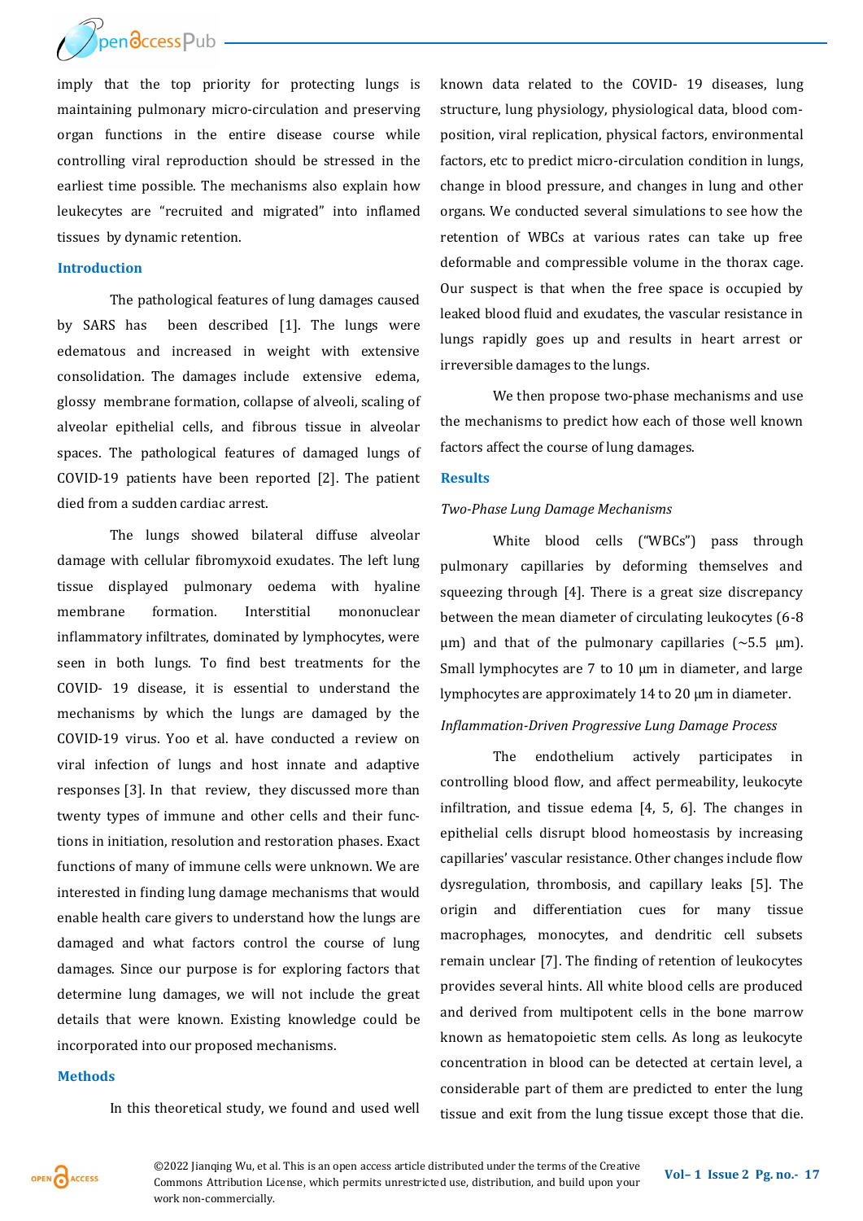imply that the top priority for protecting lungs is maintaining pulmonary micro-circulation and preserving organ functions in the entire disease course while controlling viral reproduction should be stressed in the earliest time possible. The mechanisms also explain how leukocytes are "recruited and migrated" into inflamed tissues by dynamic retention.

## Introduction

The pathological features of lung damages caused by SARS has been described [1]. The lungs were edematous and increased in weight with extensive consolidation. The damages include extensive edema, glossy membrane formation, collapse of alveoli, scaling of alveolar epithelial cells, and fibrous tissue in alveolar spaces. The pathological features of damaged lungs of COVID-19 patients have been reported [2]. The patient died from a sudden cardiac arrest.

The lungs showed bilateral diffuse alveolar damage with cellular fibromyxoid exudates. The left lung tissue displayed pulmonary oedema with hyaline membrane formation. Interstitial mononuclear inflammatory infiltrates, dominated by lymphocytes, were seen in both lungs. To find best treatments for the COVID- 19 disease, it is essential to understand the mechanisms by which the lungs are damaged by the COVID-19 virus. Yoo et al. have conducted a review on viral infection of lungs and host innate and adaptive responses [3]. In that review, they discussed more than twenty types of immune and other cells and their functions in initiation, resolution and restoration phases. Exact functions of many of immune cells were unknown. We are interested in finding lung damage mechanisms that would enable health care givers to understand how the lungs are damaged and what factors control the course of lung damages. Since our purpose is for exploring factors that determine lung damages, we will not include the great details that were known. Existing knowledge could be incorporated into our proposed mechanisms.

## Methods

In this theoretical study, we found and used well known data related to the COVID- 19 diseases, lung structure, lung physiology, physiological data, blood composition, viral replication, physical factors, environmental factors, etc to predict micro-circulation condition in lungs, change in blood pressure, and changes in lung and other organs. We conducted several simulations to see how the retention of WBCs at various rates can take up free deformable and compressible volume in the thorax cage. Our suspect is that when the free space is occupied by leaked blood fluid and exudates, the vascular resistance in lungs rapidly goes up and results in heart arrest or irreversible damages to the lungs.

We then propose two-phase mechanisms and use the mechanisms to predict how each of those well known factors affect the course of lung damages.

## Results

### *Two-Phase Lung Damage Mechanisms*

White blood cells ("WBCs") pass through pulmonary capillaries by deforming themselves and squeezing through [4]. There is a great size discrepancy between the mean diameter of circulating leukocytes (6-8 µm) and that of the pulmonary capillaries (~5.5 µm). Small lymphocytes are 7 to 10 µm in diameter, and large lymphocytes are approximately 14 to 20 µm in diameter.

### *Inflammation-Driven Progressive Lung Damage Process*

The endothelium actively participates in controlling blood flow, and affect permeability, leukocyte infiltration, and tissue edema [4, 5, 6]. The changes in epithelial cells disrupt blood homeostasis by increasing capillaries' vascular resistance. Other changes include flow dysregulation, thrombosis, and capillary leaks [5]. The origin and differentiation cues for many tissue macrophages, monocytes, and dendritic cell subsets remain unclear [7]. The finding of retention of leukocytes provides several hints. All white blood cells are produced and derived from multipotent cells in the bone marrow known as hematopoietic stem cells. As long as leukocyte concentration in blood can be detected at certain level, a considerable part of them are predicted to enter the lung tissue and exit from the lung tissue except those that die.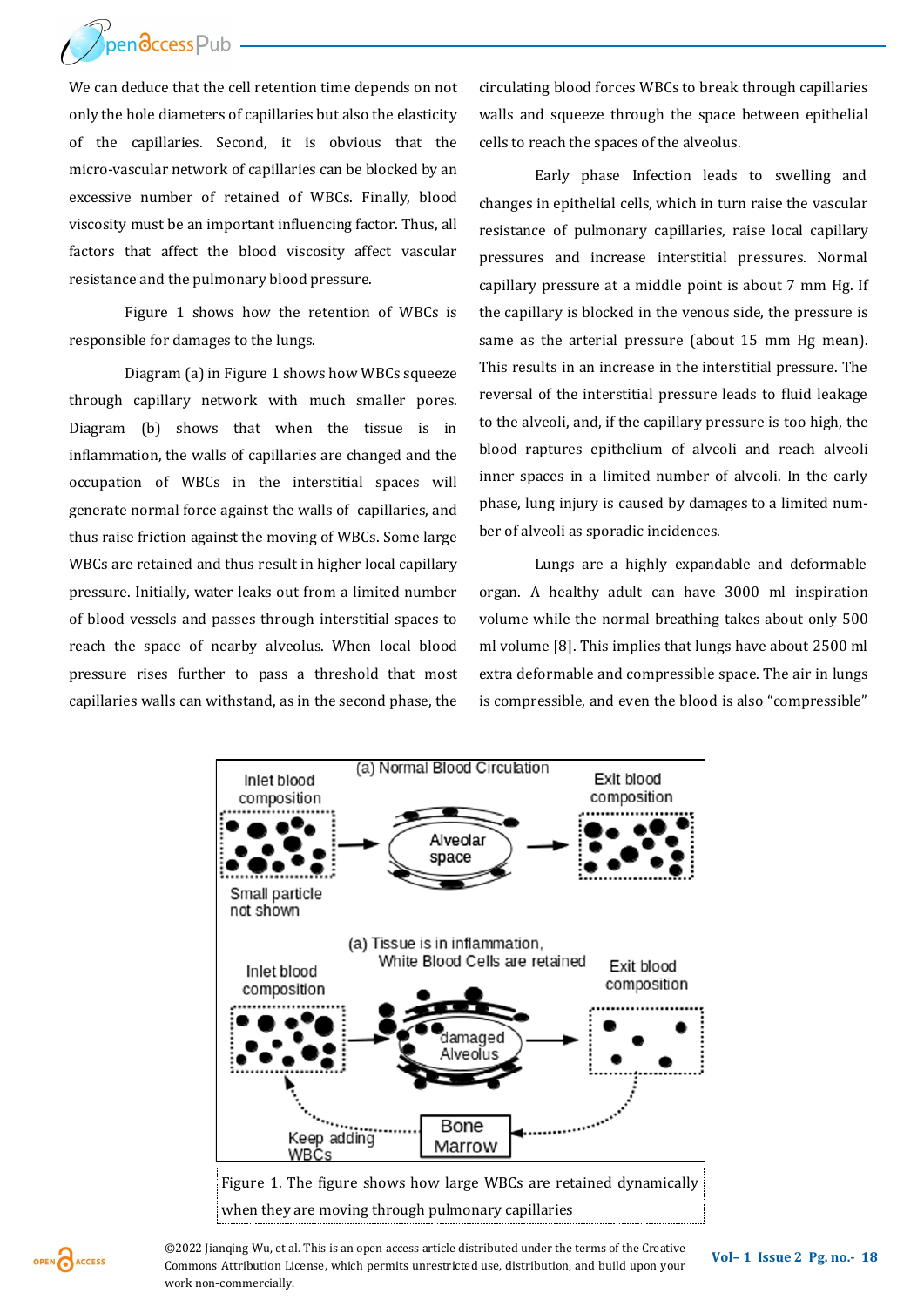We can deduce that the cell retention time depends on not only the hole diameters of capillaries but also the elasticity of the capillaries. Second, it is obvious that the micro-vascular network of capillaries can be blocked by an excessive number of retained of WBCs. Finally, blood viscosity must be an important influencing factor. Thus, all factors that affect the blood viscosity affect vascular resistance and the pulmonary blood pressure.

Figure 1 shows how the retention of WBCs is responsible for damages to the lungs.

Diagram (a) in Figure 1 shows how WBCs squeeze through capillary network with much smaller pores. Diagram (b) shows that when the tissue is in inflammation, the walls of capillaries are changed and the occupation of WBCs in the interstitial spaces will generate normal force against the walls of capillaries, and thus raise friction against the moving of WBCs. Some large WBCs are retained and thus result in higher local capillary pressure. Initially, water leaks out from a limited number of blood vessels and passes through interstitial spaces to reach the space of nearby alveolus. When local blood pressure rises further to pass a threshold that most capillaries walls can withstand, as in the second phase, the circulating blood forces WBCs to break through capillaries walls and squeeze through the space between epithelial cells to reach the spaces of the alveolus.

Early phase Infection leads to swelling and changes in epithelial cells, which in turn raise the vascular resistance of pulmonary capillaries, raise local capillary pressures and increase interstitial pressures. Normal capillary pressure at a middle point is about 7 mm Hg. If the capillary is blocked in the venous side, the pressure is same as the arterial pressure (about 15 mm Hg mean). This results in an increase in the interstitial pressure. The reversal of the interstitial pressure leads to fluid leakage to the alveoli, and, if the capillary pressure is too high, the blood raptures epithelium of alveoli and reach alveoli inner spaces in a limited number of alveoli. In the early phase, lung injury is caused by damages to a limited number of alveoli as sporadic incidences.

Lungs are a highly expandable and deformable organ. A healthy adult can have 3000 ml inspiration volume while the normal breathing takes about only 500 ml volume [8]. This implies that lungs have about 2500 ml extra deformable and compressible space. The air in lungs is compressible, and even the blood is also "compressible"

Figure 1. The figure shows how large WBCs are retained dynamically when they are moving through pulmonary capillaries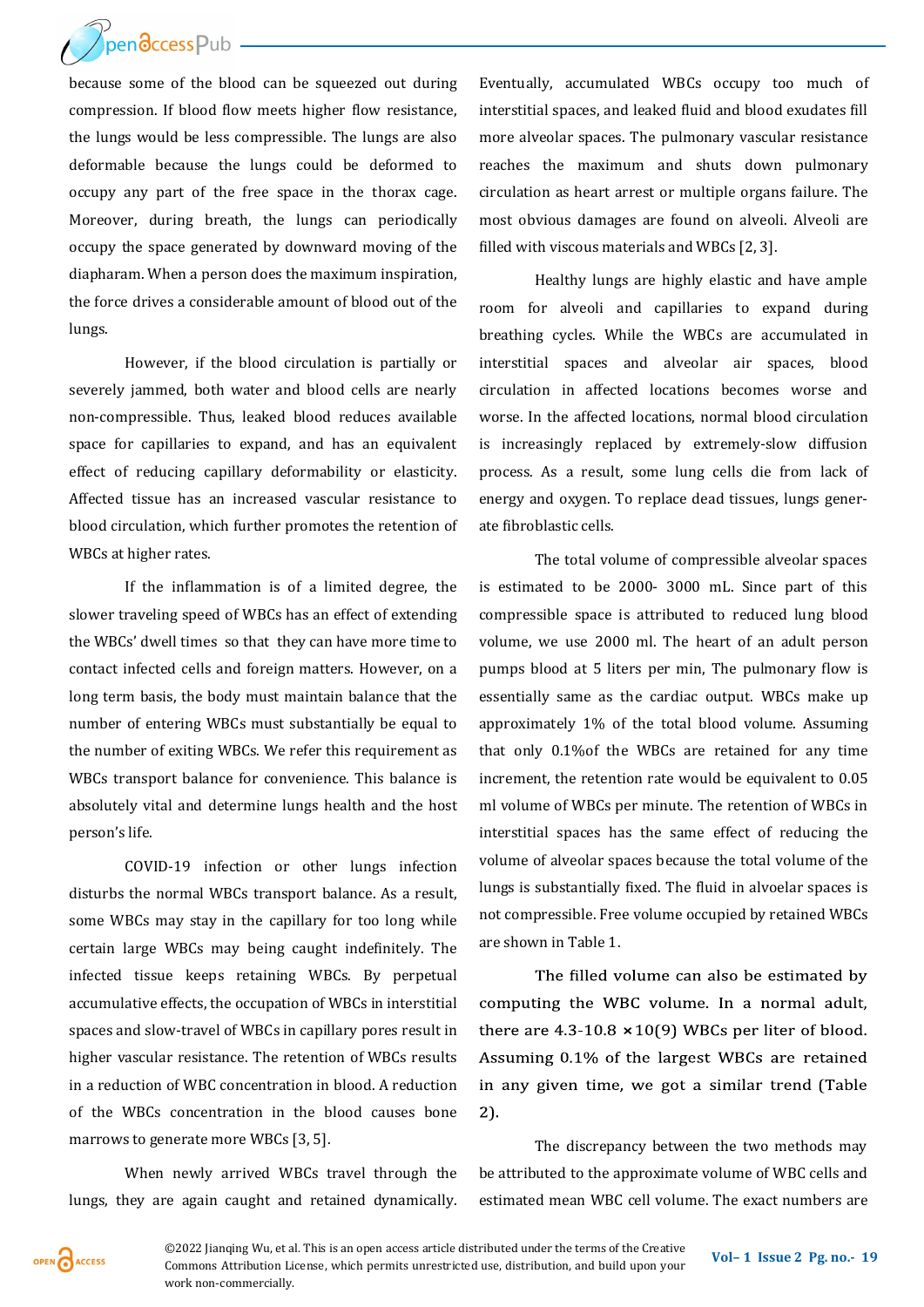because some of the blood can be squeezed out during compression. If blood flow meets higher flow resistance, the lungs would be less compressible. The lungs are also deformable because the lungs could be deformed to occupy any part of the free space in the thorax cage. Moreover, during breath, the lungs can periodically occupy the space generated by downward moving of the diapharam. When a person does the maximum inspiration, the force drives a considerable amount of blood out of the lungs.

However, if the blood circulation is partially or severely jammed, both water and blood cells are nearly non-compressible. Thus, leaked blood reduces available space for capillaries to expand, and has an equivalent effect of reducing capillary deformability or elasticity. Affected tissue has an increased vascular resistance to blood circulation, which further promotes the retention of WBCs at higher rates.

If the inflammation is of a limited degree, the slower traveling speed of WBCs has an effect of extending the WBCs' dwell times so that they can have more time to contact infected cells and foreign matters. However, on a long term basis, the body must maintain balance that the number of entering WBCs must substantially be equal to the number of exiting WBCs. We refer this requirement as WBCs transport balance for convenience. This balance is absolutely vital and determine lungs health and the host person's life.

COVID-19 infection or other lungs infection disturbs the normal WBCs transport balance. As a result, some WBCs may stay in the capillary for too long while certain large WBCs may being caught indefinitely. The infected tissue keeps retaining WBCs. By perpetual accumulative effects, the occupation of WBCs in interstitial spaces and slow-travel of WBCs in capillary pores result in higher vascular resistance. The retention of WBCs results in a reduction of WBC concentration in blood. A reduction of the WBCs concentration in the blood causes bone marrows to generate more WBCs [3, 5].

When newly arrived WBCs travel through the lungs, they are again caught and retained dynamically. Eventually, accumulated WBCs occupy too much of interstitial spaces, and leaked fluid and blood exudates fill more alveolar spaces. The pulmonary vascular resistance reaches the maximum and shuts down pulmonary circulation as heart arrest or multiple organs failure. The most obvious damages are found on alveoli. Alveoli are filled with viscous materials and WBCs [2, 3].

Healthy lungs are highly elastic and have ample room for alveoli and capillaries to expand during breathing cycles. While the WBCs are accumulated in interstitial spaces and alveolar air spaces, blood circulation in affected locations becomes worse and worse. In the affected locations, normal blood circulation is increasingly replaced by extremely-slow diffusion process. As a result, some lung cells die from lack of energy and oxygen. To replace dead tissues, lungs generate fibroblastic cells.

The total volume of compressible alveolar spaces is estimated to be 2000- 3000 mL. Since part of this compressible space is attributed to reduced lung blood volume, we use 2000 ml. The heart of an adult person pumps blood at 5 liters per min, The pulmonary flow is essentially same as the cardiac output. WBCs make up approximately 1% of the total blood volume. Assuming that only 0.1%of the WBCs are retained for any time increment, the retention rate would be equivalent to 0.05 ml volume of WBCs per minute. The retention of WBCs in interstitial spaces has the same effect of reducing the volume of alveolar spaces because the total volume of the lungs is substantially fixed. The fluid in alvoelar spaces is not compressible. Free volume occupied by retained WBCs are shown in Table 1.

The filled volume can also be estimated by computing the WBC volume. In a normal adult, there are 4.3-10.8 $\times 10^{9}$ WBCs per liter of blood. Assuming 0.1% of the largest WBCs are retained in any given time, we got a similar trend (Table 2).

The discrepancy between the two methods may be attributed to the approximate volume of WBC cells and estimated mean WBC cell volume. The exact numbers are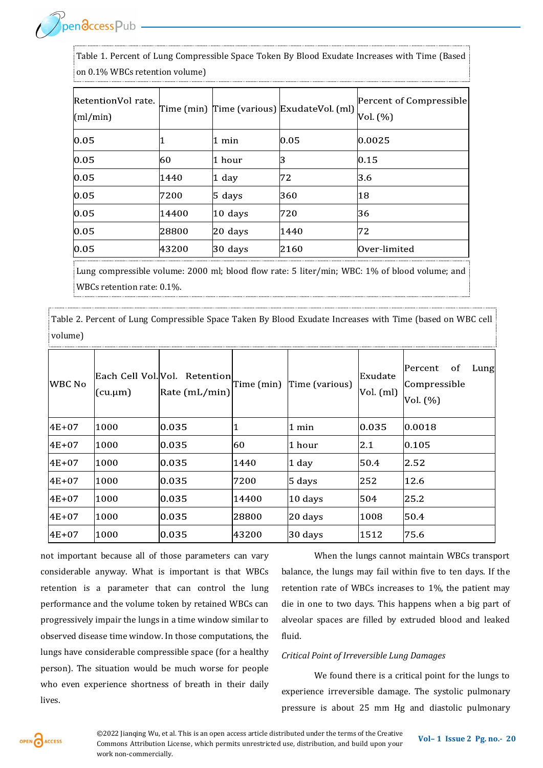Table 1. Percent of Lung Compressible Space Token By Blood Exudate Increases with Time (Based on 0.1% WBCs retention volume)

| RetentionVol rate. (ml/min) | Time (min) | Time (various) | ExudateVol. (ml) | Percent of Compressible Vol. (%) |
|---|---|---|---|---|
| 0.05 | 1 | 1 min | 0.05 | 0.0025 |
| 0.05 | 60 | 1 hour | 3 | 0.15 |
| 0.05 | 1440 | 1 day | 72 | 3.6 |
| 0.05 | 7200 | 5 days | 360 | 18 |
| 0.05 | 14400 | 10 days | 720 | 36 |
| 0.05 | 28800 | 20 days | 1440 | 72 |
| 0.05 | 43200 | 30 days | 2160 | Over-limited |

Lung compressible volume: 2000 ml; blood flow rate: 5 liter/min; WBC: 1% of blood volume; and WBCs retention rate: 0.1%.

Table 2. Percent of Lung Compressible Space Taken By Blood Exudate Increases with Time (based on WBC cell volume)

| WBC No | Each Cell Vol. (cu.μm) | Vol. Retention Rate (mL/min) | Time (min) | Time (various) | Exudate Vol. (ml) | Percent of Lung Compressible Vol. (%) |
|---|---|---|---|---|---|---|
| 4E+07 | 1000 | 0.035 | 1 | 1 min | 0.035 | 0.0018 |
| 4E+07 | 1000 | 0.035 | 60 | 1 hour | 2.1 | 0.105 |
| 4E+07 | 1000 | 0.035 | 1440 | 1 day | 50.4 | 2.52 |
| 4E+07 | 1000 | 0.035 | 7200 | 5 days | 252 | 12.6 |
| 4E+07 | 1000 | 0.035 | 14400 | 10 days | 504 | 25.2 |
| 4E+07 | 1000 | 0.035 | 28800 | 20 days | 1008 | 50.4 |
| 4E+07 | 1000 | 0.035 | 43200 | 30 days | 1512 | 75.6 |

not important because all of those parameters can vary considerable anyway. What is important is that WBCs retention is a parameter that can control the lung performance and the volume token by retained WBCs can progressively impair the lungs in a time window similar to observed disease time window. In those computations, the lungs have considerable compressible space (for a healthy person). The situation would be much worse for people who even experience shortness of breath in their daily lives.

When the lungs cannot maintain WBCs transport balance, the lungs may fail within five to ten days. If the retention rate of WBCs increases to 1%, the patient may die in one to two days. This happens when a big part of alveolar spaces are filled by extruded blood and leaked fluid.

*Critical Point of Irreversible Lung Damages*

We found there is a critical point for the lungs to experience irreversible damage. The systolic pulmonary pressure is about 25 mm Hg and diastolic pulmonary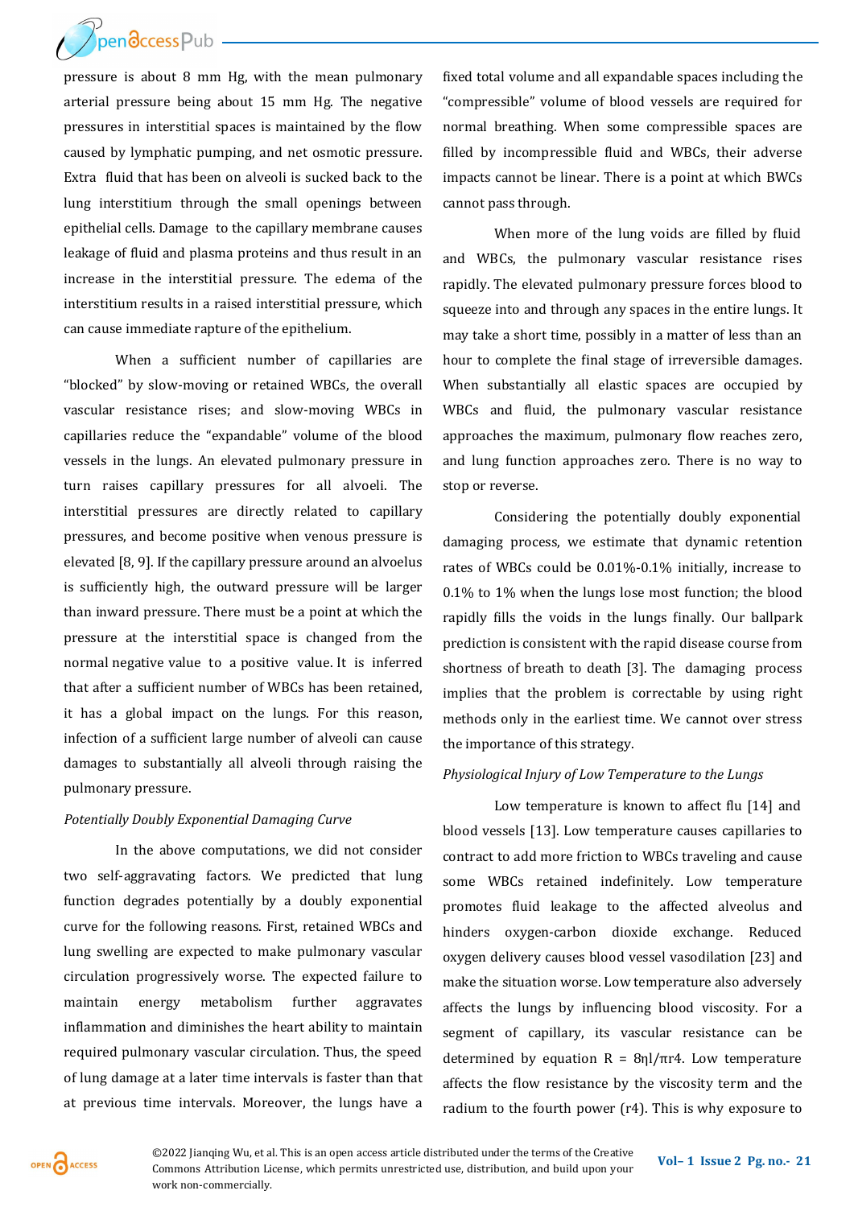pressure is about 8 mm Hg, with the mean pulmonary arterial pressure being about 15 mm Hg. The negative pressures in interstitial spaces is maintained by the flow caused by lymphatic pumping, and net osmotic pressure. Extra fluid that has been on alveoli is sucked back to the lung interstitium through the small openings between epithelial cells. Damage to the capillary membrane causes leakage of fluid and plasma proteins and thus result in an increase in the interstitial pressure. The edema of the interstitium results in a raised interstitial pressure, which can cause immediate rapture of the epithelium.

When a sufficient number of capillaries are "blocked" by slow-moving or retained WBCs, the overall vascular resistance rises; and slow-moving WBCs in capillaries reduce the "expandable" volume of the blood vessels in the lungs. An elevated pulmonary pressure in turn raises capillary pressures for all alveoli. The interstitial pressures are directly related to capillary pressures, and become positive when venous pressure is elevated [8, 9]. If the capillary pressure around an alvoelus is sufficiently high, the outward pressure will be larger than inward pressure. There must be a point at which the pressure at the interstitial space is changed from the normal negative value to a positive value. It is inferred that after a sufficient number of WBCs has been retained, it has a global impact on the lungs. For this reason, infection of a sufficient large number of alveoli can cause damages to substantially all alveoli through raising the pulmonary pressure.

*Potentially Doubly Exponential Damaging Curve*

In the above computations, we did not consider two self-aggravating factors. We predicted that lung function degrades potentially by a doubly exponential curve for the following reasons. First, retained WBCs and lung swelling are expected to make pulmonary vascular circulation progressively worse. The expected failure to maintain energy metabolism further aggravates inflammation and diminishes the heart ability to maintain required pulmonary vascular circulation. Thus, the speed of lung damage at a later time intervals is faster than that at previous time intervals. Moreover, the lungs have a fixed total volume and all expandable spaces including the "compressible" volume of blood vessels are required for normal breathing. When some compressible spaces are filled by incompressible fluid and WBCs, their adverse impacts cannot be linear. There is a point at which BWCs cannot pass through.

When more of the lung voids are filled by fluid and WBCs, the pulmonary vascular resistance rises rapidly. The elevated pulmonary pressure forces blood to squeeze into and through any spaces in the entire lungs. It may take a short time, possibly in a matter of less than an hour to complete the final stage of irreversible damages. When substantially all elastic spaces are occupied by WBCs and fluid, the pulmonary vascular resistance approaches the maximum, pulmonary flow reaches zero, and lung function approaches zero. There is no way to stop or reverse.

Considering the potentially doubly exponential damaging process, we estimate that dynamic retention rates of WBCs could be 0.01%-0.1% initially, increase to 0.1% to 1% when the lungs lose most function; the blood rapidly fills the voids in the lungs finally. Our ballpark prediction is consistent with the rapid disease course from shortness of breath to death [3]. The damaging process implies that the problem is correctable by using right methods only in the earliest time. We cannot over stress the importance of this strategy.

*Physiological Injury of Low Temperature to the Lungs*

Low temperature is known to affect flu [14] and blood vessels [13]. Low temperature causes capillaries to contract to add more friction to WBCs traveling and cause some WBCs retained indefinitely. Low temperature promotes fluid leakage to the affected alveolus and hinders oxygen-carbon dioxide exchange. Reduced oxygen delivery causes blood vessel vasodilation [23] and make the situation worse. Low temperature also adversely affects the lungs by influencing blood viscosity. For a segment of capillary, its vascular resistance can be determined by equation $R = 8\eta l/\pi r^4$. Low temperature affects the flow resistance by the viscosity term and the radium to the fourth power ($r^4$). This is why exposure to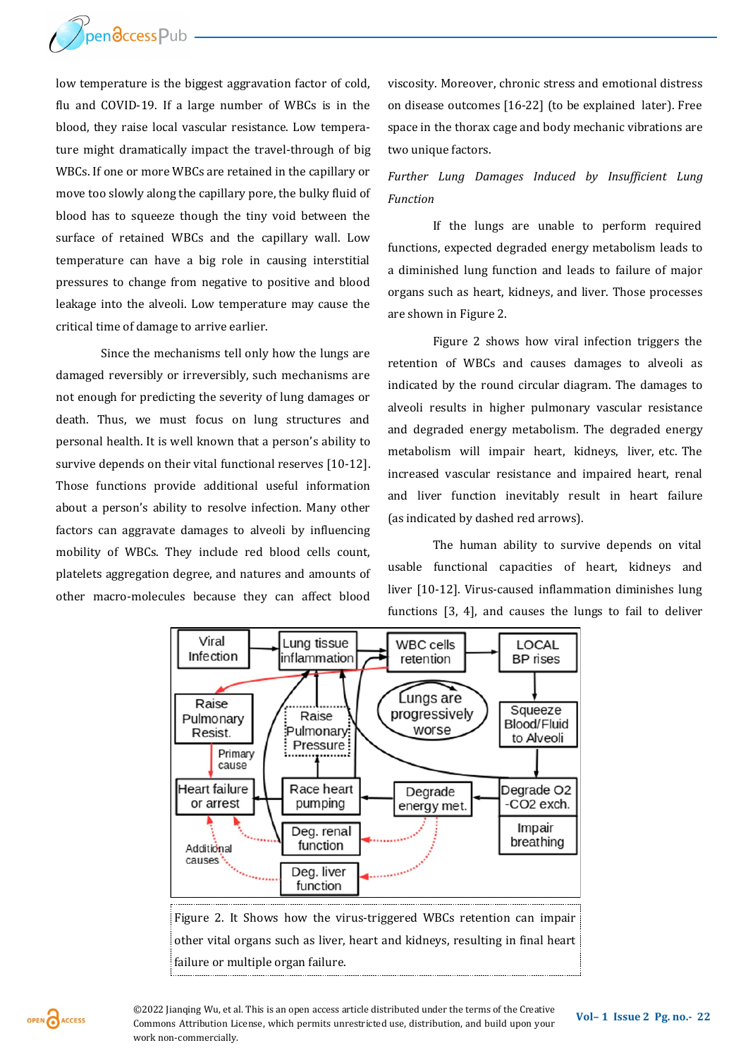low temperature is the biggest aggravation factor of cold, flu and COVID-19. If a large number of WBCs is in the blood, they raise local vascular resistance. Low temperature might dramatically impact the travel-through of big WBCs. If one or more WBCs are retained in the capillary or move too slowly along the capillary pore, the bulky fluid of blood has to squeeze though the tiny void between the surface of retained WBCs and the capillary wall. Low temperature can have a big role in causing interstitial pressures to change from negative to positive and blood leakage into the alveoli. Low temperature may cause the critical time of damage to arrive earlier.

Since the mechanisms tell only how the lungs are damaged reversibly or irreversibly, such mechanisms are not enough for predicting the severity of lung damages or death. Thus, we must focus on lung structures and personal health. It is well known that a person's ability to survive depends on their vital functional reserves [10-12]. Those functions provide additional useful information about a person's ability to resolve infection. Many other factors can aggravate damages to alveoli by influencing mobility of WBCs. They include red blood cells count, platelets aggregation degree, and natures and amounts of other macro-molecules because they can affect blood viscosity. Moreover, chronic stress and emotional distress on disease outcomes [16-22] (to be explained later). Free space in the thorax cage and body mechanic vibrations are two unique factors.

*Further Lung Damages Induced by Insufficient Lung Function*

If the lungs are unable to perform required functions, expected degraded energy metabolism leads to a diminished lung function and leads to failure of major organs such as heart, kidneys, and liver. Those processes are shown in Figure 2.

Figure 2 shows how viral infection triggers the retention of WBCs and causes damages to alveoli as indicated by the round circular diagram. The damages to alveoli results in higher pulmonary vascular resistance and degraded energy metabolism. The degraded energy metabolism will impair heart, kidneys, liver, etc. The increased vascular resistance and impaired heart, renal and liver function inevitably result in heart failure (as indicated by dashed red arrows).

The human ability to survive depends on vital usable functional capacities of heart, kidneys and liver [10-12]. Virus-caused inflammation diminishes lung functions [3, 4], and causes the lungs to fail to deliver

Figure 2. It Shows how the virus-triggered WBCs retention can impair other vital organs such as liver, heart and kidneys, resulting in final heart failure or multiple organ failure.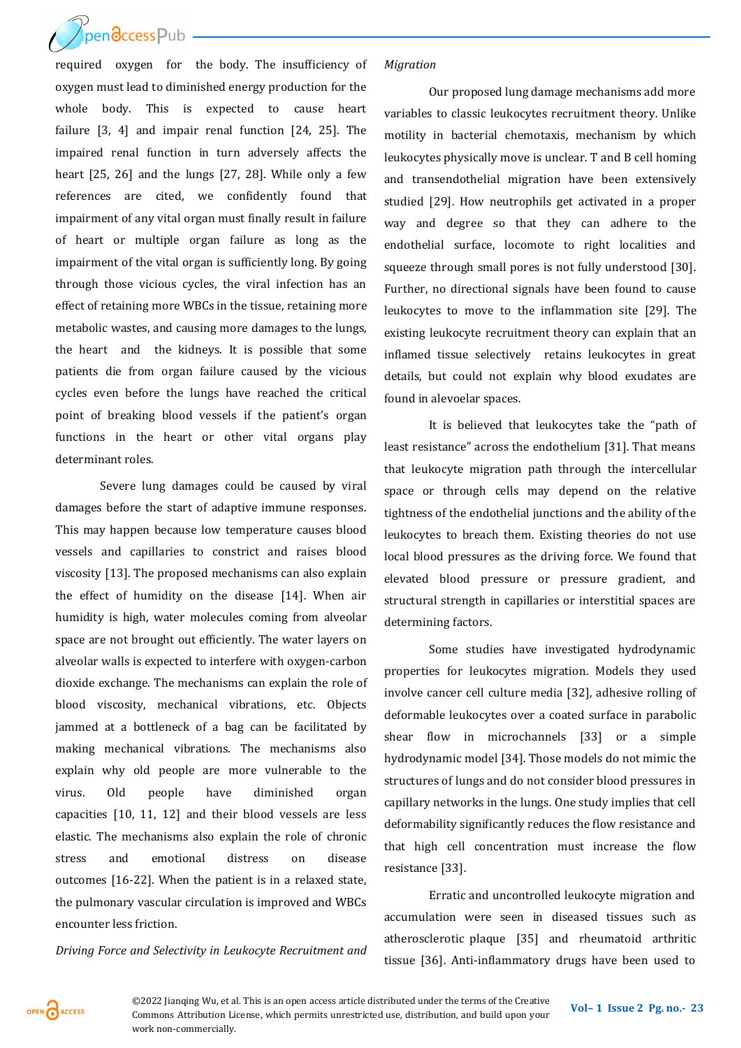required oxygen for the body. The insufficiency of oxygen must lead to diminished energy production for the whole body. This is expected to cause heart failure [3, 4] and impair renal function [24, 25]. The impaired renal function in turn adversely affects the heart [25, 26] and the lungs [27, 28]. While only a few references are cited, we confidently found that impairment of any vital organ must finally result in failure of heart or multiple organ failure as long as the impairment of the vital organ is sufficiently long. By going through those vicious cycles, the viral infection has an effect of retaining more WBCs in the tissue, retaining more metabolic wastes, and causing more damages to the lungs, the heart and the kidneys. It is possible that some patients die from organ failure caused by the vicious cycles even before the lungs have reached the critical point of breaking blood vessels if the patient's organ functions in the heart or other vital organs play determinant roles.

Severe lung damages could be caused by viral damages before the start of adaptive immune responses. This may happen because low temperature causes blood vessels and capillaries to constrict and raises blood viscosity [13]. The proposed mechanisms can also explain the effect of humidity on the disease [14]. When air humidity is high, water molecules coming from alveolar space are not brought out efficiently. The water layers on alveolar walls is expected to interfere with oxygen-carbon dioxide exchange. The mechanisms can explain the role of blood viscosity, mechanical vibrations, etc. Objects jammed at a bottleneck of a bag can be facilitated by making mechanical vibrations. The mechanisms also explain why old people are more vulnerable to the virus. Old people have diminished organ capacities [10, 11, 12] and their blood vessels are less elastic. The mechanisms also explain the role of chronic stress and emotional distress on disease outcomes [16-22]. When the patient is in a relaxed state, the pulmonary vascular circulation is improved and WBCs encounter less friction.

*Driving Force and Selectivity in Leukocyte Recruitment and Migration*

Our proposed lung damage mechanisms add more variables to classic leukocytes recruitment theory. Unlike motility in bacterial chemotaxis, mechanism by which leukocytes physically move is unclear. T and B cell homing and transendothelial migration have been extensively studied [29]. How neutrophils get activated in a proper way and degree so that they can adhere to the endothelial surface, locomote to right localities and squeeze through small pores is not fully understood [30]. Further, no directional signals have been found to cause leukocytes to move to the inflammation site [29]. The existing leukocyte recruitment theory can explain that an inflamed tissue selectively retains leukocytes in great details, but could not explain why blood exudates are found in alevoelar spaces.

It is believed that leukocytes take the "path of least resistance" across the endothelium [31]. That means that leukocyte migration path through the intercellular space or through cells may depend on the relative tightness of the endothelial junctions and the ability of the leukocytes to breach them. Existing theories do not use local blood pressures as the driving force. We found that elevated blood pressure or pressure gradient, and structural strength in capillaries or interstitial spaces are determining factors.

Some studies have investigated hydrodynamic properties for leukocytes migration. Models they used involve cancer cell culture media [32], adhesive rolling of deformable leukocytes over a coated surface in parabolic shear flow in microchannels [33] or a simple hydrodynamic model [34]. Those models do not mimic the structures of lungs and do not consider blood pressures in capillary networks in the lungs. One study implies that cell deformability significantly reduces the flow resistance and that high cell concentration must increase the flow resistance [33].

Erratic and uncontrolled leukocyte migration and accumulation were seen in diseased tissues such as atherosclerotic plaque [35] and rheumatoid arthritic tissue [36]. Anti-inflammatory drugs have been used to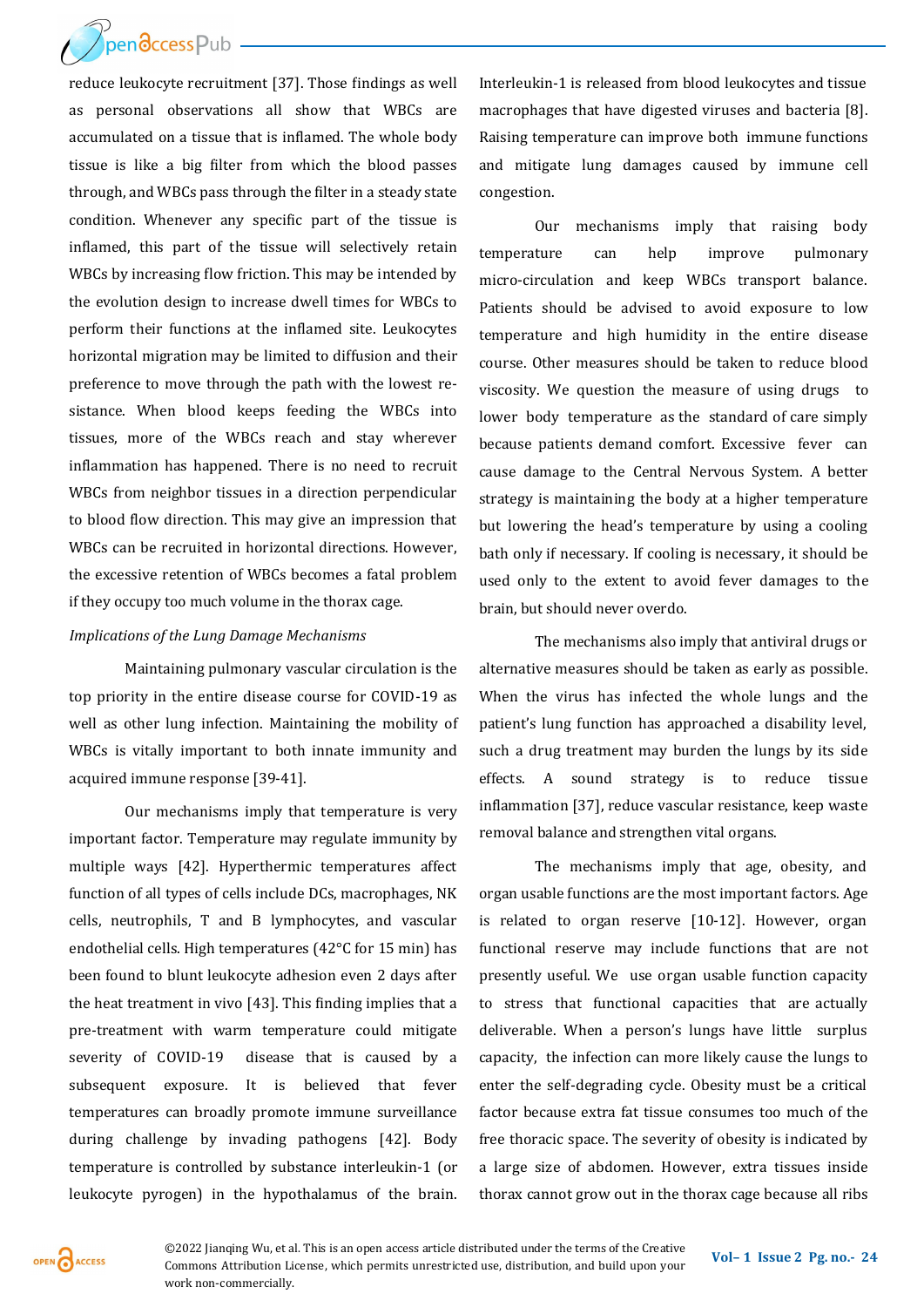reduce leukocyte recruitment [37]. Those findings as well as personal observations all show that WBCs are accumulated on a tissue that is inflamed. The whole body tissue is like a big filter from which the blood passes through, and WBCs pass through the filter in a steady state condition. Whenever any specific part of the tissue is inflamed, this part of the tissue will selectively retain WBCs by increasing flow friction. This may be intended by the evolution design to increase dwell times for WBCs to perform their functions at the inflamed site. Leukocytes horizontal migration may be limited to diffusion and their preference to move through the path with the lowest resistance. When blood keeps feeding the WBCs into tissues, more of the WBCs reach and stay wherever inflammation has happened. There is no need to recruit WBCs from neighbor tissues in a direction perpendicular to blood flow direction. This may give an impression that WBCs can be recruited in horizontal directions. However, the excessive retention of WBCs becomes a fatal problem if they occupy too much volume in the thorax cage.

*Implications of the Lung Damage Mechanisms*

Maintaining pulmonary vascular circulation is the top priority in the entire disease course for COVID-19 as well as other lung infection. Maintaining the mobility of WBCs is vitally important to both innate immunity and acquired immune response [39-41].

Our mechanisms imply that temperature is very important factor. Temperature may regulate immunity by multiple ways [42]. Hyperthermic temperatures affect function of all types of cells include DCs, macrophages, NK cells, neutrophils, T and B lymphocytes, and vascular endothelial cells. High temperatures (42°C for 15 min) has been found to blunt leukocyte adhesion even 2 days after the heat treatment in vivo [43]. This finding implies that a pre-treatment with warm temperature could mitigate severity of COVID-19 disease that is caused by a subsequent exposure. It is believed that fever temperatures can broadly promote immune surveillance during challenge by invading pathogens [42]. Body temperature is controlled by substance interleukin-1 (or leukocyte pyrogen) in the hypothalamus of the brain. Interleukin-1 is released from blood leukocytes and tissue macrophages that have digested viruses and bacteria [8]. Raising temperature can improve both immune functions and mitigate lung damages caused by immune cell congestion.

Our mechanisms imply that raising body temperature can help improve pulmonary micro-circulation and keep WBCs transport balance. Patients should be advised to avoid exposure to low temperature and high humidity in the entire disease course. Other measures should be taken to reduce blood viscosity. We question the measure of using drugs to lower body temperature as the standard of care simply because patients demand comfort. Excessive fever can cause damage to the Central Nervous System. A better strategy is maintaining the body at a higher temperature but lowering the head's temperature by using a cooling bath only if necessary. If cooling is necessary, it should be used only to the extent to avoid fever damages to the brain, but should never overdo.

The mechanisms also imply that antiviral drugs or alternative measures should be taken as early as possible. When the virus has infected the whole lungs and the patient's lung function has approached a disability level, such a drug treatment may burden the lungs by its side effects. A sound strategy is to reduce tissue inflammation [37], reduce vascular resistance, keep waste removal balance and strengthen vital organs.

The mechanisms imply that age, obesity, and organ usable functions are the most important factors. Age is related to organ reserve [10-12]. However, organ functional reserve may include functions that are not presently useful. We use organ usable function capacity to stress that functional capacities that are actually deliverable. When a person's lungs have little surplus capacity, the infection can more likely cause the lungs to enter the self-degrading cycle. Obesity must be a critical factor because extra fat tissue consumes too much of the free thoracic space. The severity of obesity is indicated by a large size of abdomen. However, extra tissues inside thorax cannot grow out in the thorax cage because all ribs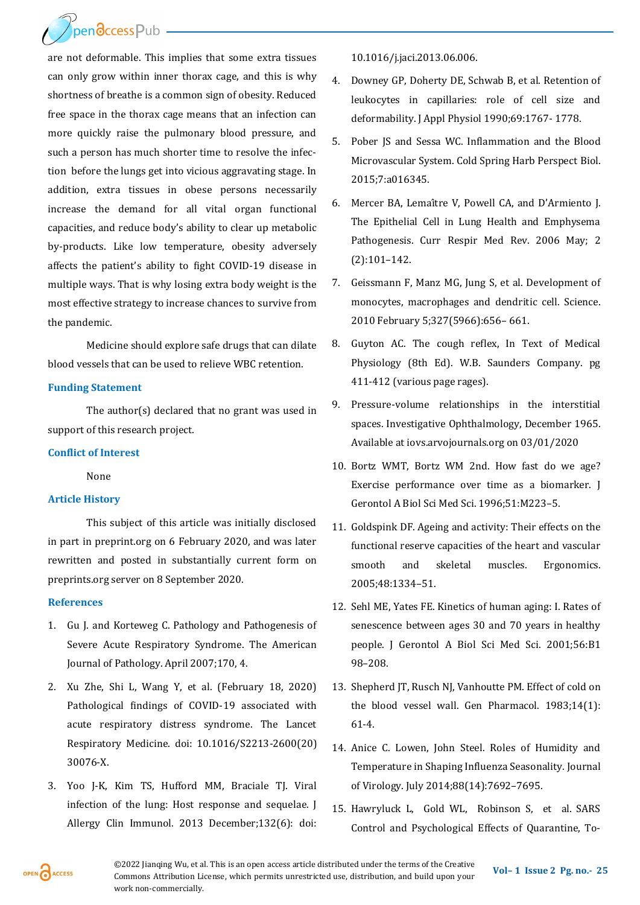are not deformable. This implies that some extra tissues can only grow within inner thorax cage, and this is why shortness of breathe is a common sign of obesity. Reduced free space in the thorax cage means that an infection can more quickly raise the pulmonary blood pressure, and such a person has much shorter time to resolve the infection before the lungs get into vicious aggravating stage. In addition, extra tissues in obese persons necessarily increase the demand for all vital organ functional capacities, and reduce body's ability to clear up metabolic by-products. Like low temperature, obesity adversely affects the patient's ability to fight COVID-19 disease in multiple ways. That is why losing extra body weight is the most effective strategy to increase chances to survive from the pandemic.

Medicine should explore safe drugs that can dilate blood vessels that can be used to relieve WBC retention.

## Funding Statement

The author(s) declared that no grant was used in support of this research project.

## Conflict of Interest

None

## Article History

This subject of this article was initially disclosed in part in preprint.org on 6 February 2020, and was later rewritten and posted in substantially current form on preprints.org server on 8 September 2020.

## References

1. Gu J. and Korteweg C. Pathology and Pathogenesis of Severe Acute Respiratory Syndrome. The American Journal of Pathology. April 2007;170, 4.
2. Xu Zhe, Shi L, Wang Y, et al. (February 18, 2020) Pathological findings of COVID-19 associated with acute respiratory distress syndrome. The Lancet Respiratory Medicine. doi: 10.1016/S2213-2600(20)30076-X.
3. Yoo J-K, Kim TS, Hufford MM, Braciale TJ. Viral infection of the lung: Host response and sequelae. J Allergy Clin Immunol. 2013 December;132(6): doi: 10.1016/j.jaci.2013.06.006.
4. Downey GP, Doherty DE, Schwab B, et al. Retention of leukocytes in capillaries: role of cell size and deformability. J Appl Physiol 1990;69:1767- 1778.
5. Pober JS and Sessa WC. Inflammation and the Blood Microvascular System. Cold Spring Harb Perspect Biol. 2015;7:a016345.
6. Mercer BA, Lemaître V, Powell CA, and D'Armiento J. The Epithelial Cell in Lung Health and Emphysema Pathogenesis. Curr Respir Med Rev. 2006 May; 2 (2):101–142.
7. Geissmann F, Manz MG, Jung S, et al. Development of monocytes, macrophages and dendritic cell. Science. 2010 February 5;327(5966):656– 661.
8. Guyton AC. The cough reflex, In Text of Medical Physiology (8th Ed). W.B. Saunders Company. pg 411-412 (various page rages).
9. Pressure-volume relationships in the interstitial spaces. Investigative Ophthalmology, December 1965. Available at iovs.arvojournals.org on 03/01/2020
10. Bortz WMT, Bortz WM 2nd. How fast do we age? Exercise performance over time as a biomarker. J Gerontol A Biol Sci Med Sci. 1996;51:M223–5.
11. Goldspink DF. Ageing and activity: Their effects on the functional reserve capacities of the heart and vascular smooth and skeletal muscles. Ergonomics. 2005;48:1334–51.
12. Sehl ME, Yates FE. Kinetics of human aging: I. Rates of senescence between ages 30 and 70 years in healthy people. J Gerontol A Biol Sci Med Sci. 2001;56:B1 98–208.
13. Shepherd JT, Rusch NJ, Vanhoutte PM. Effect of cold on the blood vessel wall. Gen Pharmacol. 1983;14(1): 61-4.
14. Anice C. Lowen, John Steel. Roles of Humidity and Temperature in Shaping Influenza Seasonality. Journal of Virology. July 2014;88(14):7692–7695.
15. Hawryluck L, Gold WL, Robinson S, et al. SARS Control and Psychological Effects of Quarantine, To-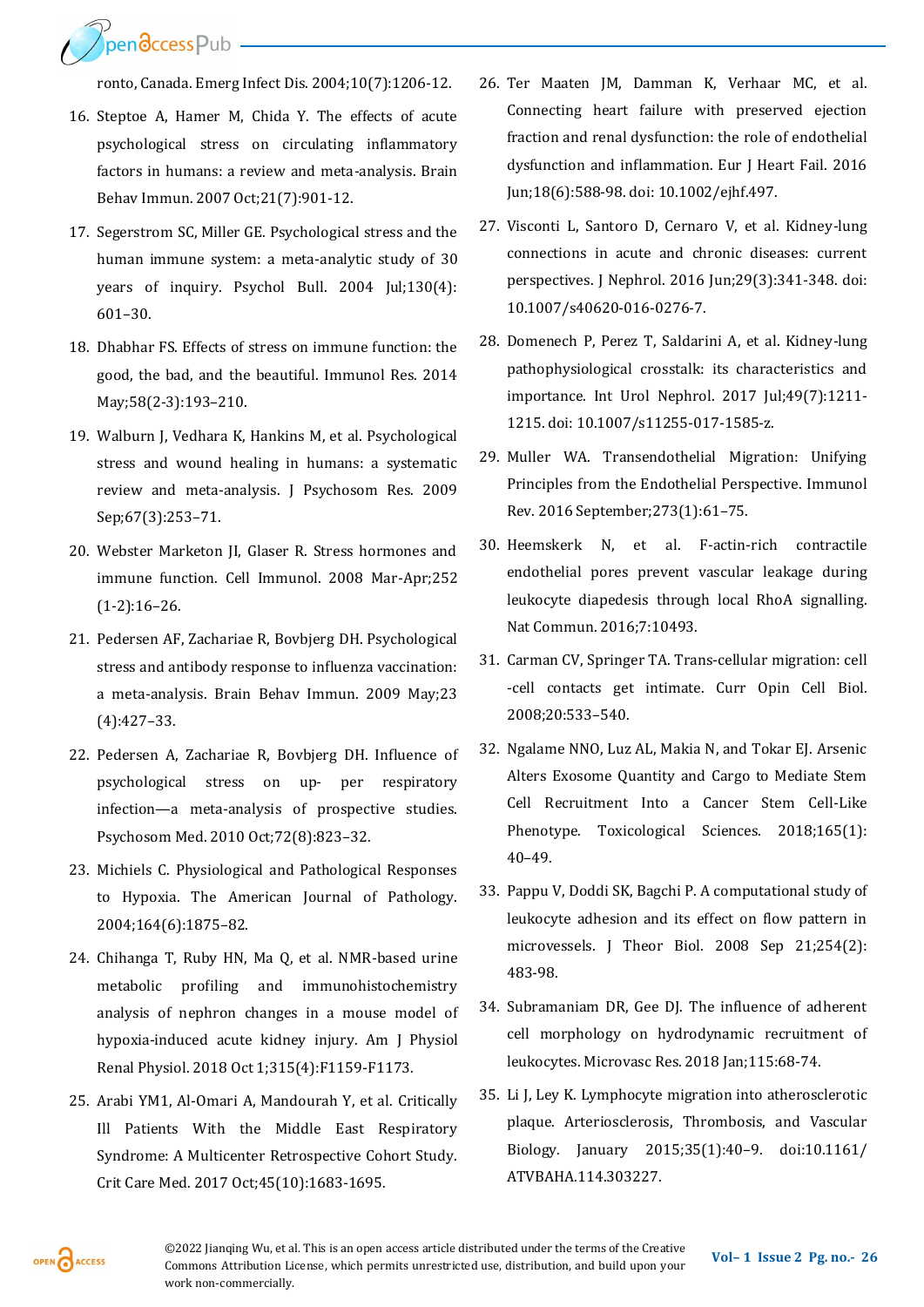ronto, Canada. Emerg Infect Dis. 2004;10(7):1206-12.

16. Steptoe A, Hamer M, Chida Y. The effects of acute psychological stress on circulating inflammatory factors in humans: a review and meta-analysis. Brain Behav Immun. 2007 Oct;21(7):901-12.
17. Segerstrom SC, Miller GE. Psychological stress and the human immune system: a meta-analytic study of 30 years of inquiry. Psychol Bull. 2004 Jul;130(4): 601–30.
18. Dhabhar FS. Effects of stress on immune function: the good, the bad, and the beautiful. Immunol Res. 2014 May;58(2-3):193–210.
19. Walburn J, Vedhara K, Hankins M, et al. Psychological stress and wound healing in humans: a systematic review and meta-analysis. J Psychosom Res. 2009 Sep;67(3):253–71.
20. Webster Marketon JI, Glaser R. Stress hormones and immune function. Cell Immunol. 2008 Mar-Apr;252 (1-2):16–26.
21. Pedersen AF, Zachariae R, Bovbjerg DH. Psychological stress and antibody response to influenza vaccination: a meta-analysis. Brain Behav Immun. 2009 May;23 (4):427–33.
22. Pedersen A, Zachariae R, Bovbjerg DH. Influence of psychological stress on up- per respiratory infection—a meta-analysis of prospective studies. Psychosom Med. 2010 Oct;72(8):823–32.
23. Michiels C. Physiological and Pathological Responses to Hypoxia. The American Journal of Pathology. 2004;164(6):1875–82.
24. Chihanga T, Ruby HN, Ma Q, et al. NMR-based urine metabolic profiling and immunohistochemistry analysis of nephron changes in a mouse model of hypoxia-induced acute kidney injury. Am J Physiol Renal Physiol. 2018 Oct 1;315(4):F1159-F1173.
25. Arabi YM1, Al-Omari A, Mandourah Y, et al. Critically Ill Patients With the Middle East Respiratory Syndrome: A Multicenter Retrospective Cohort Study. Crit Care Med. 2017 Oct;45(10):1683-1695.
26. Ter Maaten JM, Damman K, Verhaar MC, et al. Connecting heart failure with preserved ejection fraction and renal dysfunction: the role of endothelial dysfunction and inflammation. Eur J Heart Fail. 2016 Jun;18(6):588-98. doi: 10.1002/ejhf.497.
27. Visconti L, Santoro D, Cernaro V, et al. Kidney-lung connections in acute and chronic diseases: current perspectives. J Nephrol. 2016 Jun;29(3):341-348. doi: 10.1007/s40620-016-0276-7.
28. Domenech P, Perez T, Saldarini A, et al. Kidney-lung pathophysiological crosstalk: its characteristics and importance. Int Urol Nephrol. 2017 Jul;49(7):1211-1215. doi: 10.1007/s11255-017-1585-z.
29. Muller WA. Transendothelial Migration: Unifying Principles from the Endothelial Perspective. Immunol Rev. 2016 September;273(1):61–75.
30. Heemskerk N, et al. F-actin-rich contractile endothelial pores prevent vascular leakage during leukocyte diapedesis through local RhoA signalling. Nat Commun. 2016;7:10493.
31. Carman CV, Springer TA. Trans-cellular migration: cell -cell contacts get intimate. Curr Opin Cell Biol. 2008;20:533–540.
32. Ngalame NNO, Luz AL, Makia N, and Tokar EJ. Arsenic Alters Exosome Quantity and Cargo to Mediate Stem Cell Recruitment Into a Cancer Stem Cell-Like Phenotype. Toxicological Sciences. 2018;165(1): 40–49.
33. Pappu V, Doddi SK, Bagchi P. A computational study of leukocyte adhesion and its effect on flow pattern in microvessels. J Theor Biol. 2008 Sep 21;254(2): 483-98.
34. Subramaniam DR, Gee DJ. The influence of adherent cell morphology on hydrodynamic recruitment of leukocytes. Microvasc Res. 2018 Jan;115:68-74.
35. Li J, Ley K. Lymphocyte migration into atherosclerotic plaque. Arteriosclerosis, Thrombosis, and Vascular Biology. January 2015;35(1):40–9. doi:10.1161/ATVBAHA.114.303227.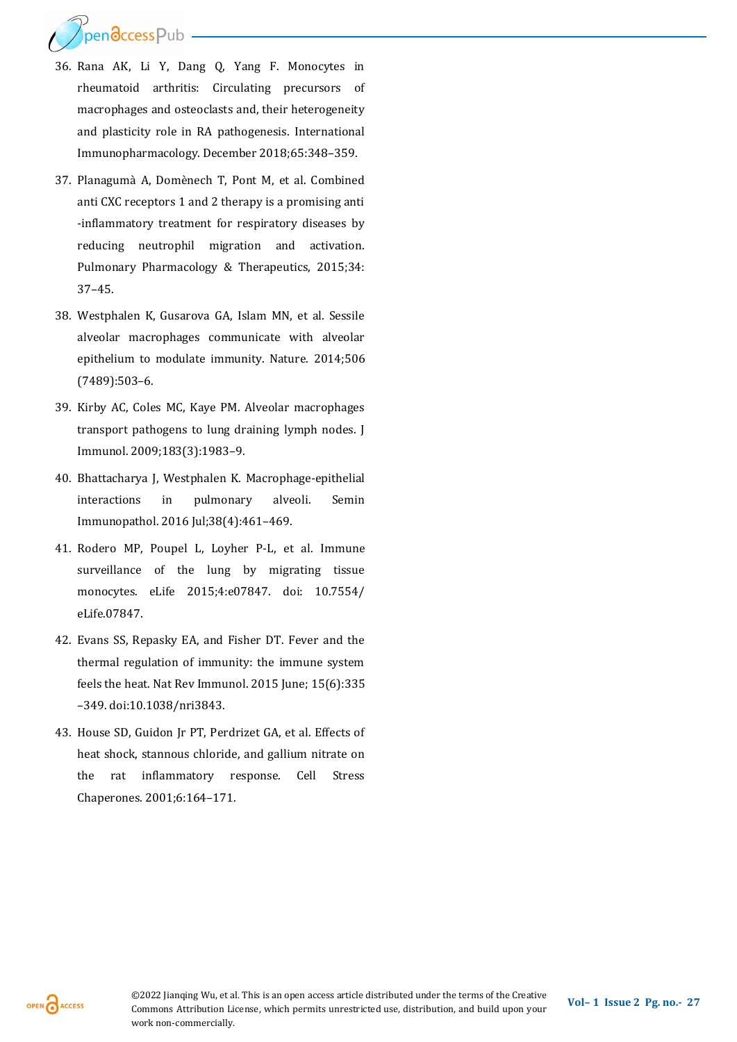36. Rana AK, Li Y, Dang Q, Yang F. Monocytes in rheumatoid arthritis: Circulating precursors of macrophages and osteoclasts and, their heterogeneity and plasticity role in RA pathogenesis. International Immunopharmacology. December 2018;65:348–359.

37. Planagumà A, Domènech T, Pont M, et al. Combined anti CXC receptors 1 and 2 therapy is a promising anti-inflammatory treatment for respiratory diseases by reducing neutrophil migration and activation. Pulmonary Pharmacology & Therapeutics, 2015;34: 37–45.

38. Westphalen K, Gusarova GA, Islam MN, et al. Sessile alveolar macrophages communicate with alveolar epithelium to modulate immunity. Nature. 2014;506 (7489):503–6.

39. Kirby AC, Coles MC, Kaye PM. Alveolar macrophages transport pathogens to lung draining lymph nodes. J Immunol. 2009;183(3):1983–9.

40. Bhattacharya J, Westphalen K. Macrophage-epithelial interactions in pulmonary alveoli. Semin Immunopathol. 2016 Jul;38(4):461–469.

41. Rodero MP, Poupel L, Loyher P-L, et al. Immune surveillance of the lung by migrating tissue monocytes. eLife 2015;4:e07847. doi: 10.7554/eLife.07847.

42. Evans SS, Repasky EA, and Fisher DT. Fever and the thermal regulation of immunity: the immune system feels the heat. Nat Rev Immunol. 2015 June; 15(6):335–349. doi:10.1038/nri3843.

43. House SD, Guidon Jr PT, Perdrizet GA, et al. Effects of heat shock, stannous chloride, and gallium nitrate on the rat inflammatory response. Cell Stress Chaperones. 2001;6:164–171.

©2022 Jianqing Wu, et al. This is an open access article distributed under the terms of the Creative Commons Attribution License, which permits unrestricted use, distribution, and build upon your work non-commercially.